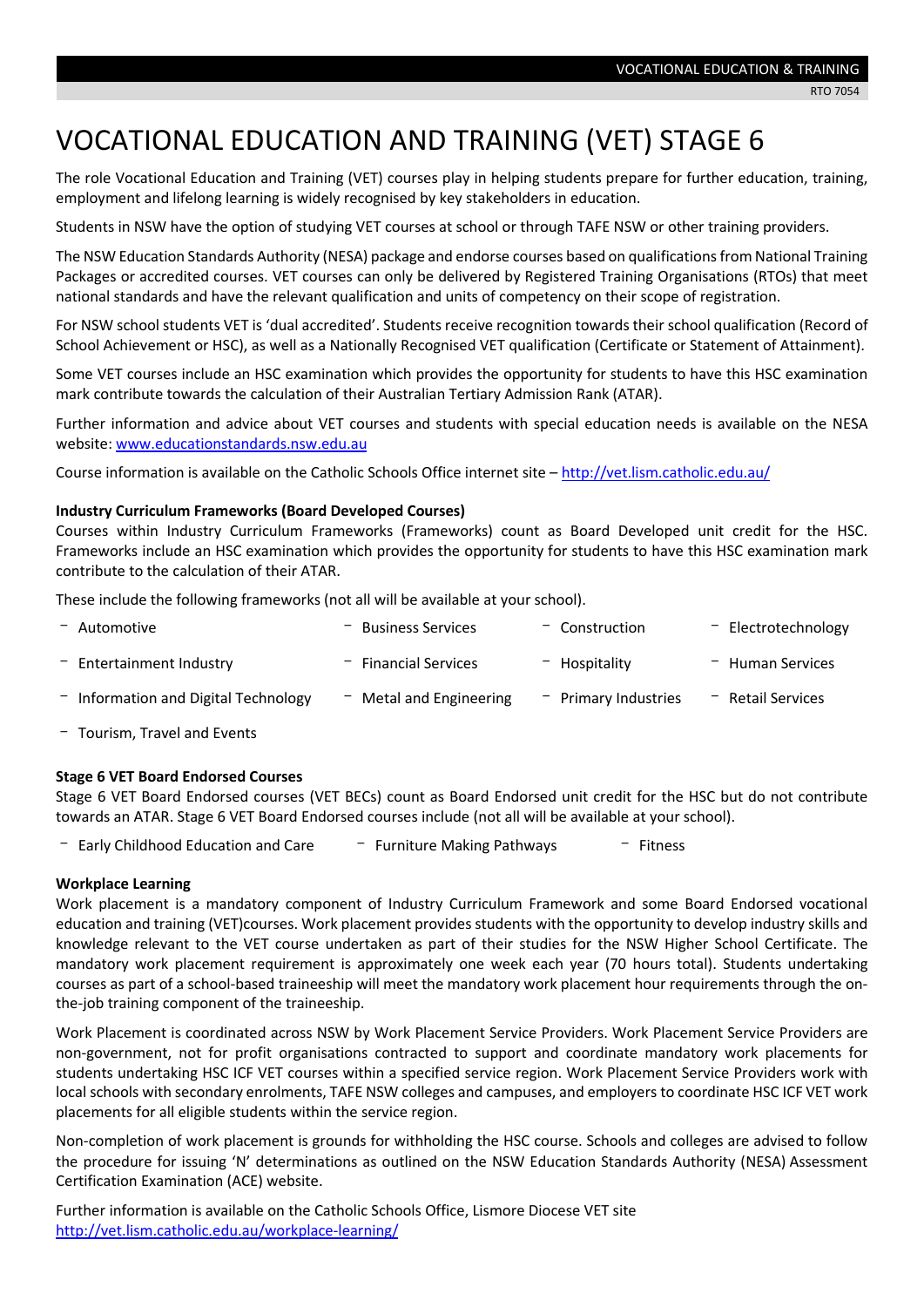# VOCATIONAL EDUCATION AND TRAINING (VET) STAGE 6

The role Vocational Education and Training (VET) courses play in helping students prepare for further education, training, employment and lifelong learning is widely recognised by key stakeholders in education.

Students in NSW have the option of studying VET courses at school or through TAFE NSW or other training providers.

The NSW Education Standards Authority (NESA) package and endorse courses based on qualifications from National Training Packages or accredited courses. VET courses can only be delivered by Registered Training Organisations (RTOs) that meet national standards and have the relevant qualification and units of competency on their scope of registration.

For NSW school students VET is 'dual accredited'. Students receive recognition towards their school qualification (Record of School Achievement or HSC), as well as a Nationally Recognised VET qualification (Certificate or Statement of Attainment).

Some VET courses include an HSC examination which provides the opportunity for students to have this HSC examination mark contribute towards the calculation of their Australian Tertiary Admission Rank (ATAR).

Further information and advice about VET courses and students with special education needs is available on the NESA website: www.educationstandards.nsw.edu.au

Course information is available on the Catholic Schools Office internet site – http://vet.lism.catholic.edu.au/

**Industry Curriculum Frameworks (Board Developed Courses)**
Courses within Industry Curriculum Frameworks (Frameworks) count as Board Developed unit credit for the HSC. Frameworks include an HSC examination which provides the opportunity for students to have this HSC examination mark contribute to the calculation of their ATAR.

These include the following frameworks (not all will be available at your school).

- Automotive
- Business Services
- Construction
- Electrotechnology
- Entertainment Industry
- Financial Services
- Hospitality
- Human Services
- Information and Digital Technology
- Metal and Engineering
- Primary Industries
- Retail Services
- Tourism, Travel and Events

**Stage 6 VET Board Endorsed Courses**
Stage 6 VET Board Endorsed courses (VET BECs) count as Board Endorsed unit credit for the HSC but do not contribute towards an ATAR. Stage 6 VET Board Endorsed courses include (not all will be available at your school).

- Early Childhood Education and Care
- Furniture Making Pathways
- Fitness

**Workplace Learning**
Work placement is a mandatory component of Industry Curriculum Framework and some Board Endorsed vocational education and training (VET)courses. Work placement provides students with the opportunity to develop industry skills and knowledge relevant to the VET course undertaken as part of their studies for the NSW Higher School Certificate. The mandatory work placement requirement is approximately one week each year (70 hours total). Students undertaking courses as part of a school-based traineeship will meet the mandatory work placement hour requirements through the on-the-job training component of the traineeship.

Work Placement is coordinated across NSW by Work Placement Service Providers. Work Placement Service Providers are non-government, not for profit organisations contracted to support and coordinate mandatory work placements for students undertaking HSC ICF VET courses within a specified service region. Work Placement Service Providers work with local schools with secondary enrolments, TAFE NSW colleges and campuses, and employers to coordinate HSC ICF VET work placements for all eligible students within the service region.

Non-completion of work placement is grounds for withholding the HSC course. Schools and colleges are advised to follow the procedure for issuing 'N' determinations as outlined on the NSW Education Standards Authority (NESA) Assessment Certification Examination (ACE) website.

Further information is available on the Catholic Schools Office, Lismore Diocese VET site
http://vet.lism.catholic.edu.au/workplace-learning/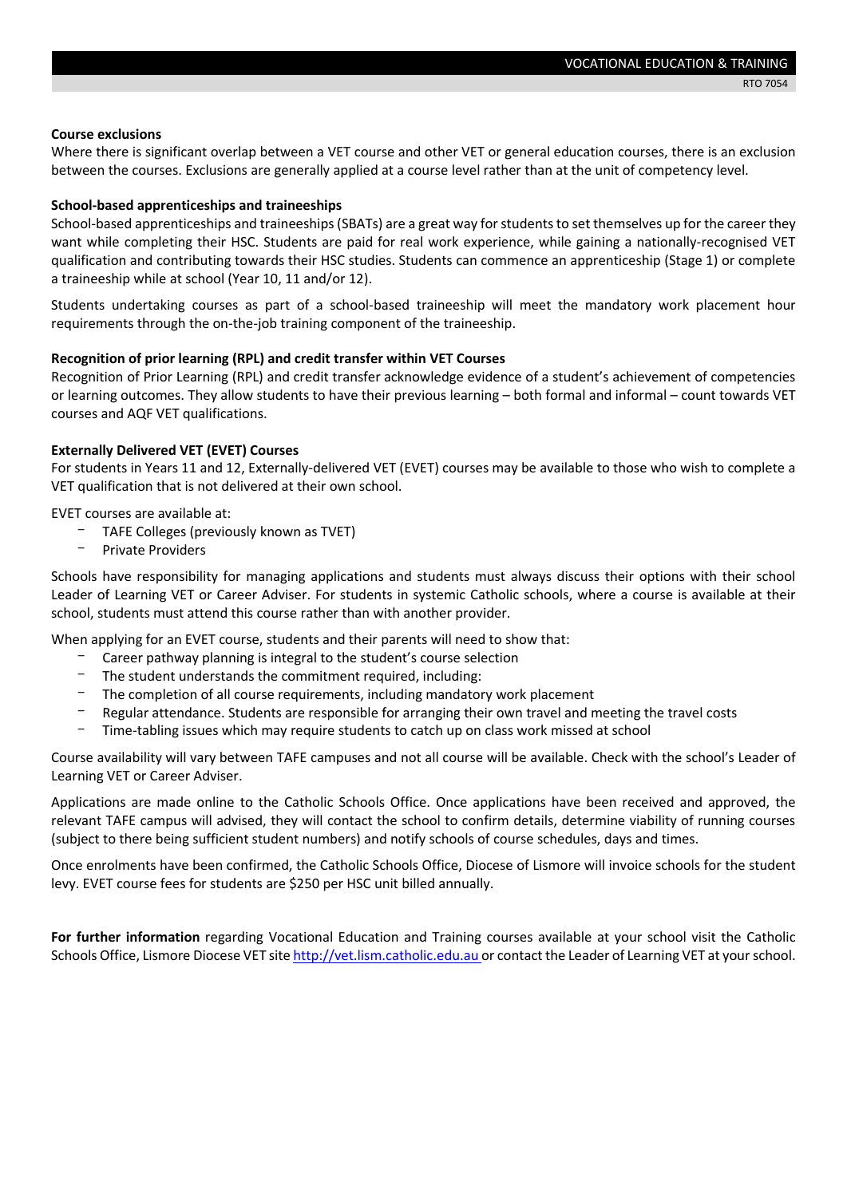**Course exclusions**

Where there is significant overlap between a VET course and other VET or general education courses, there is an exclusion between the courses. Exclusions are generally applied at a course level rather than at the unit of competency level.

**School-based apprenticeships and traineeships**

School-based apprenticeships and traineeships (SBATs) are a great way for students to set themselves up for the career they want while completing their HSC. Students are paid for real work experience, while gaining a nationally-recognised VET qualification and contributing towards their HSC studies. Students can commence an apprenticeship (Stage 1) or complete a traineeship while at school (Year 10, 11 and/or 12).

Students undertaking courses as part of a school-based traineeship will meet the mandatory work placement hour requirements through the on-the-job training component of the traineeship.

**Recognition of prior learning (RPL) and credit transfer within VET Courses**

Recognition of Prior Learning (RPL) and credit transfer acknowledge evidence of a student's achievement of competencies or learning outcomes. They allow students to have their previous learning – both formal and informal – count towards VET courses and AQF VET qualifications.

**Externally Delivered VET (EVET) Courses**

For students in Years 11 and 12, Externally-delivered VET (EVET) courses may be available to those who wish to complete a VET qualification that is not delivered at their own school.

EVET courses are available at:

- TAFE Colleges (previously known as TVET)
- Private Providers

Schools have responsibility for managing applications and students must always discuss their options with their school Leader of Learning VET or Career Adviser. For students in systemic Catholic schools, where a course is available at their school, students must attend this course rather than with another provider.

When applying for an EVET course, students and their parents will need to show that:

- Career pathway planning is integral to the student's course selection
- The student understands the commitment required, including:
- The completion of all course requirements, including mandatory work placement
- Regular attendance. Students are responsible for arranging their own travel and meeting the travel costs
- Time-tabling issues which may require students to catch up on class work missed at school

Course availability will vary between TAFE campuses and not all course will be available. Check with the school's Leader of Learning VET or Career Adviser.

Applications are made online to the Catholic Schools Office. Once applications have been received and approved, the relevant TAFE campus will advised, they will contact the school to confirm details, determine viability of running courses (subject to there being sufficient student numbers) and notify schools of course schedules, days and times.

Once enrolments have been confirmed, the Catholic Schools Office, Diocese of Lismore will invoice schools for the student levy. EVET course fees for students are $250 per HSC unit billed annually.

**For further information** regarding Vocational Education and Training courses available at your school visit the Catholic Schools Office, Lismore Diocese VET site [http://vet.lism.catholic.edu.au](http://vet.lism.catholic.edu.au) or contact the Leader of Learning VET at your school.